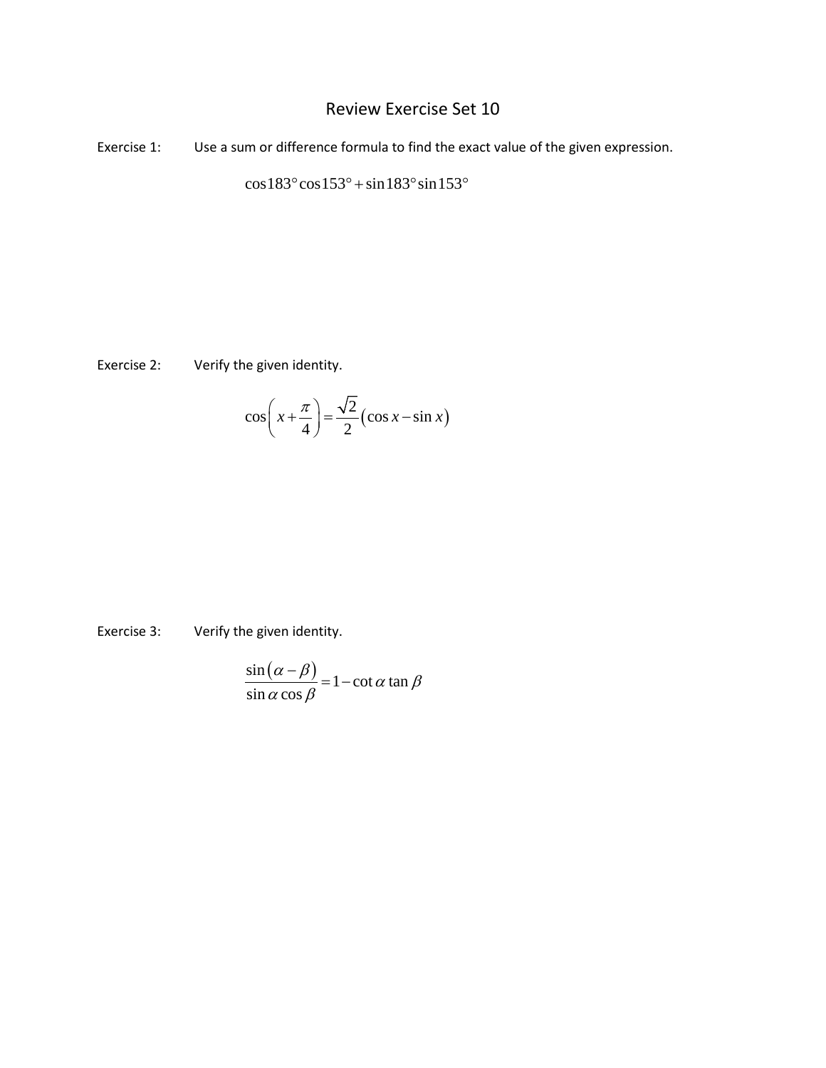# Review Exercise Set 10

Exercise 1: Use a sum or difference formula to find the exact value of the given expression.

$$\cos 183^\circ \cos 153^\circ + \sin 183^\circ \sin 153^\circ$$

Exercise 2: Verify the given identity.

$$\cos\left(x + \frac{\pi}{4}\right) = \frac{\sqrt{2}}{2}(\cos x - \sin x)$$

Exercise 3: Verify the given identity.

$$\frac{\sin(\alpha - \beta)}{\sin\alpha \cos\beta} = 1 - \cot\alpha \tan\beta$$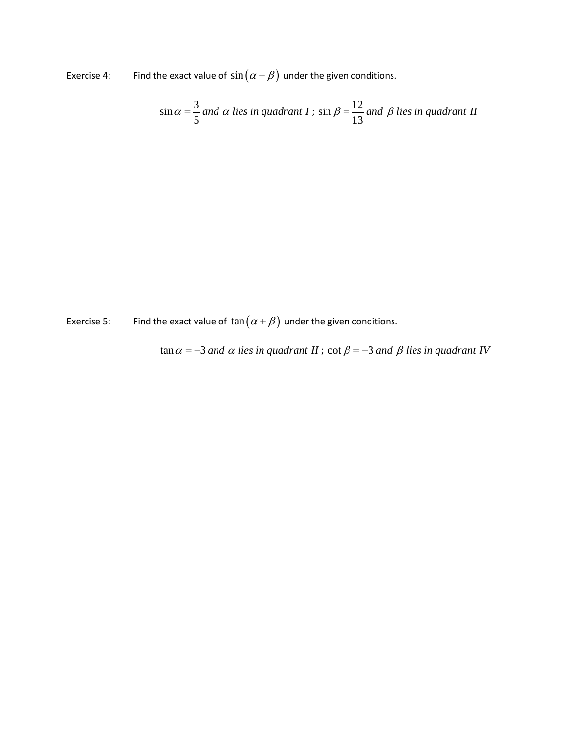Exercise 4: Find the exact value of $\sin(\alpha + \beta)$ under the given conditions.

$$\sin\alpha = \frac{3}{5} \textit{ and } \alpha \textit{ lies in quadrant I} \; ; \; \sin\beta = \frac{12}{13} \textit{ and } \beta \textit{ lies in quadrant II}$$

Exercise 5: Find the exact value of $\tan(\alpha + \beta)$ under the given conditions.

$$\tan\alpha = -3 \textit{ and } \alpha \textit{ lies in quadrant II} \; ; \; \cot\beta = -3 \textit{ and } \beta \textit{ lies in quadrant IV}$$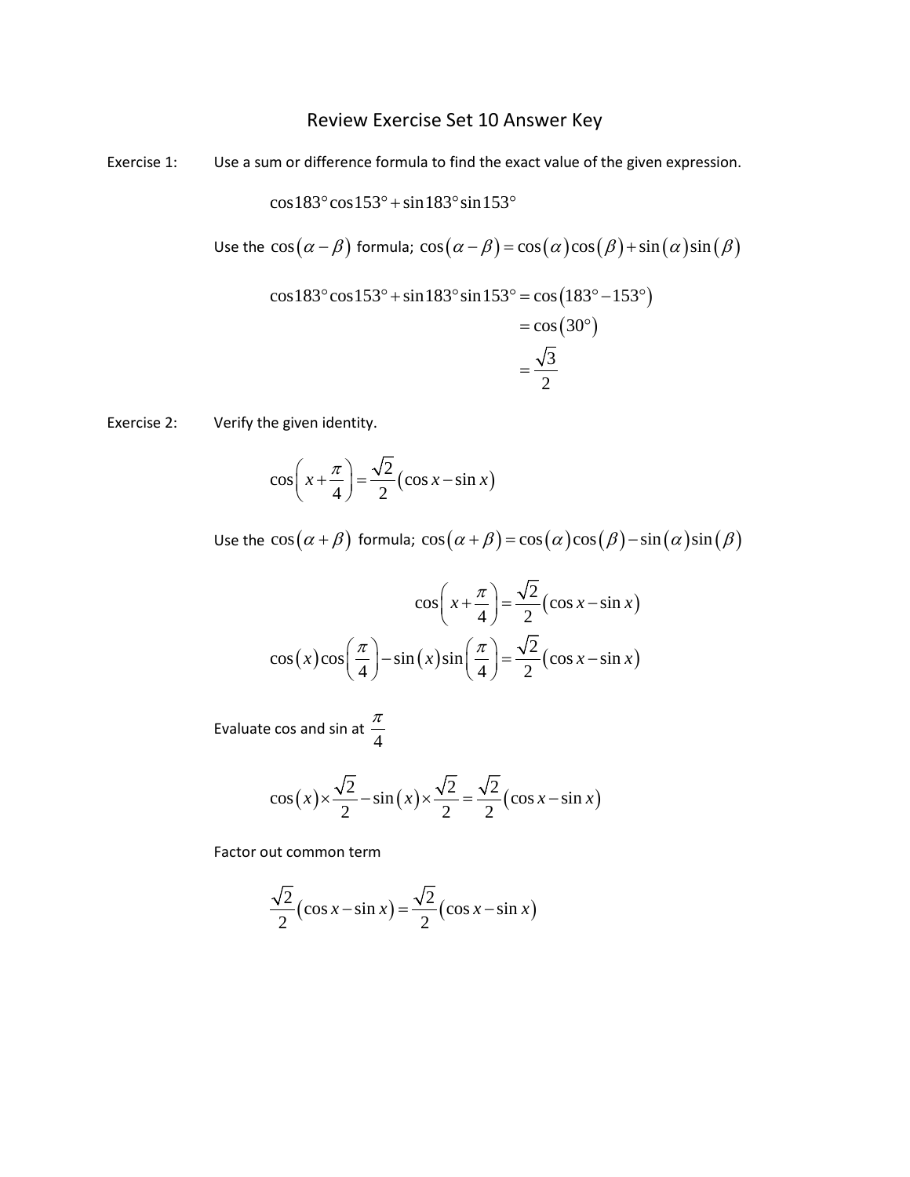# Review Exercise Set 10 Answer Key

Exercise 1: Use a sum or difference formula to find the exact value of the given expression.

$$\cos 183^\circ \cos 153^\circ + \sin 183^\circ \sin 153^\circ$$

Use the $\cos(\alpha - \beta)$ formula; $\cos(\alpha - \beta) = \cos(\alpha)\cos(\beta) + \sin(\alpha)\sin(\beta)$

$$\begin{aligned}\cos 183^\circ \cos 153^\circ + \sin 183^\circ \sin 153^\circ &= \cos(183^\circ - 153^\circ) \\ &= \cos(30^\circ) \\ &= \frac{\sqrt{3}}{2}\end{aligned}$$

Exercise 2: Verify the given identity.

$$\cos\left(x + \frac{\pi}{4}\right) = \frac{\sqrt{2}}{2}(\cos x - \sin x)$$

Use the $\cos(\alpha + \beta)$ formula; $\cos(\alpha + \beta) = \cos(\alpha)\cos(\beta) - \sin(\alpha)\sin(\beta)$

$$\cos\left(x + \frac{\pi}{4}\right) = \frac{\sqrt{2}}{2}(\cos x - \sin x)$$

$$\cos(x)\cos\left(\frac{\pi}{4}\right) - \sin(x)\sin\left(\frac{\pi}{4}\right) = \frac{\sqrt{2}}{2}(\cos x - \sin x)$$

Evaluate cos and sin at $\frac{\pi}{4}$

$$\cos(x) \times \frac{\sqrt{2}}{2} - \sin(x) \times \frac{\sqrt{2}}{2} = \frac{\sqrt{2}}{2}(\cos x - \sin x)$$

Factor out common term

$$\frac{\sqrt{2}}{2}(\cos x - \sin x) = \frac{\sqrt{2}}{2}(\cos x - \sin x)$$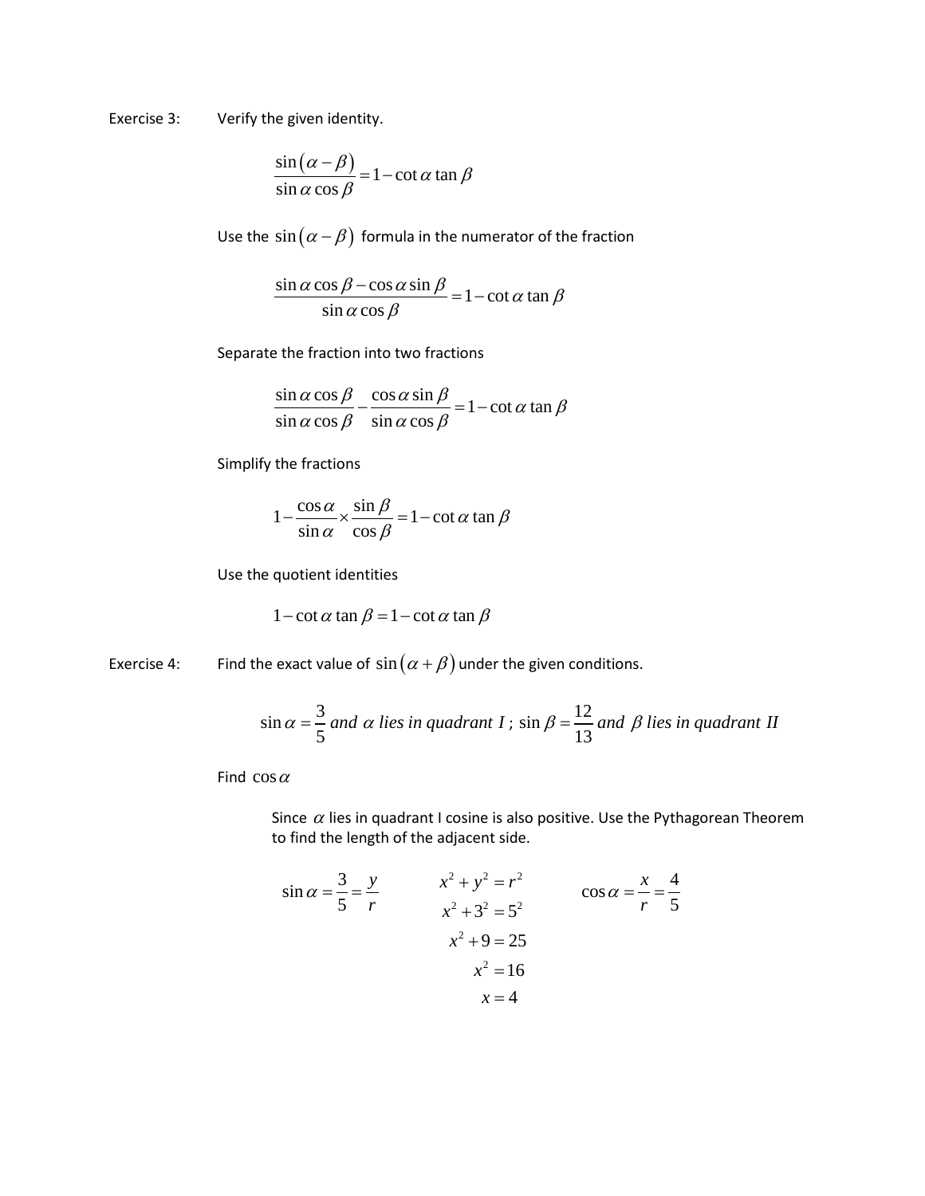Exercise 3: Verify the given identity.

$$\frac{\sin(\alpha-\beta)}{\sin\alpha\cos\beta}=1-\cot\alpha\tan\beta$$

Use the $\sin(\alpha-\beta)$ formula in the numerator of the fraction

$$\frac{\sin\alpha\cos\beta-\cos\alpha\sin\beta}{\sin\alpha\cos\beta}=1-\cot\alpha\tan\beta$$

Separate the fraction into two fractions

$$\frac{\sin\alpha\cos\beta}{\sin\alpha\cos\beta}-\frac{\cos\alpha\sin\beta}{\sin\alpha\cos\beta}=1-\cot\alpha\tan\beta$$

Simplify the fractions

$$1-\frac{\cos\alpha}{\sin\alpha}\times\frac{\sin\beta}{\cos\beta}=1-\cot\alpha\tan\beta$$

Use the quotient identities

$$1-\cot\alpha\tan\beta=1-\cot\alpha\tan\beta$$

Exercise 4: Find the exact value of $\sin(\alpha+\beta)$ under the given conditions.

$$\sin\alpha=\frac{3}{5}\ \textit{and}\ \alpha\ \textit{lies in quadrant I}\ ;\ \sin\beta=\frac{12}{13}\ \textit{and}\ \beta\ \textit{lies in quadrant II}$$

Find $\cos\alpha$

Since $\alpha$ lies in quadrant I cosine is also positive. Use the Pythagorean Theorem to find the length of the adjacent side.

$$\sin\alpha=\frac{3}{5}=\frac{y}{r}$$

$$\begin{aligned} x^2+y^2&=r^2\\ x^2+3^2&=5^2\\ x^2+9&=25\\ x^2&=16\\ x&=4 \end{aligned}$$

$$\cos\alpha=\frac{x}{r}=\frac{4}{5}$$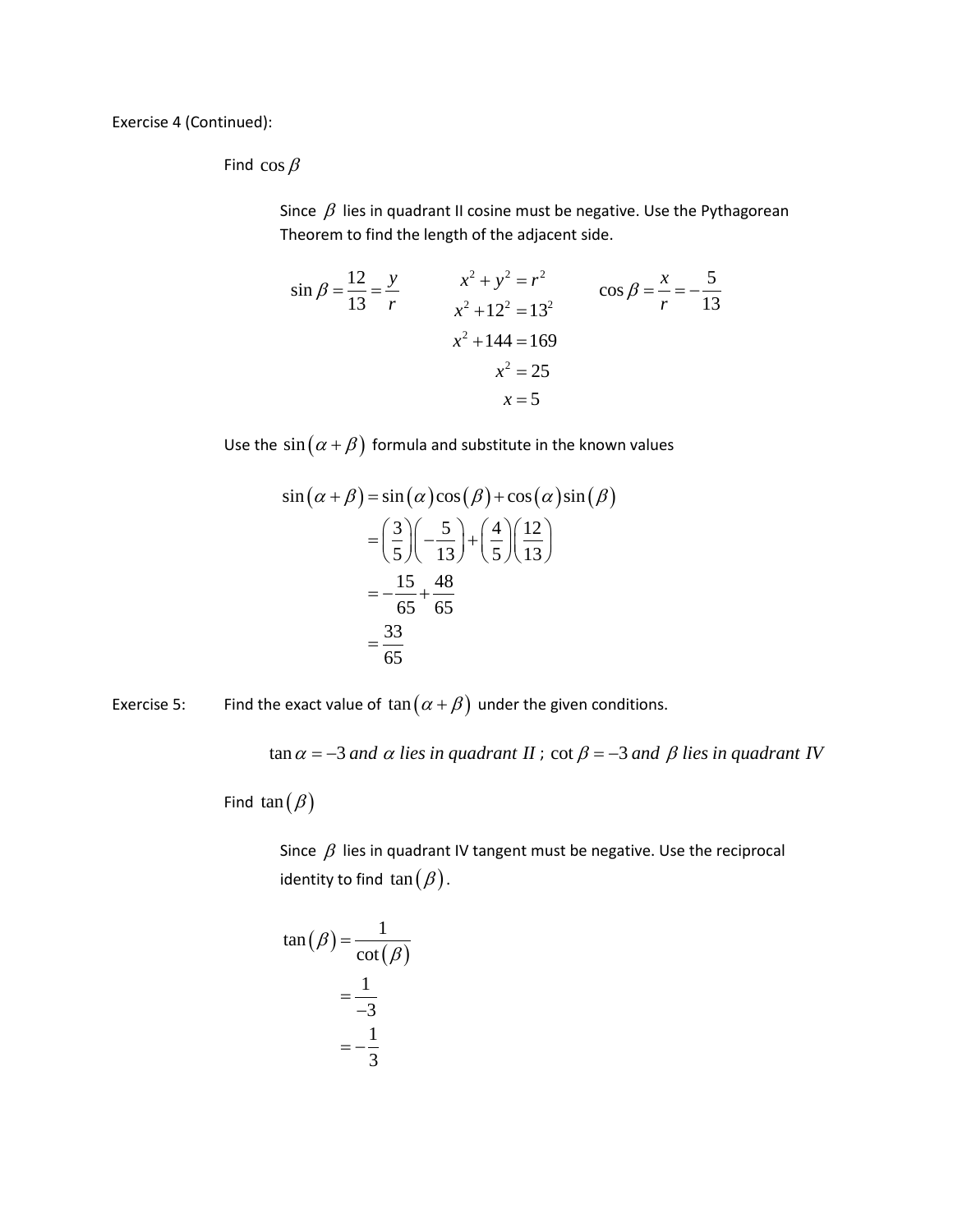Exercise 4 (Continued):

Find $\cos\beta$

Since $\beta$ lies in quadrant II cosine must be negative. Use the Pythagorean Theorem to find the length of the adjacent side.

$$\sin\beta = \frac{12}{13} = \frac{y}{r}$$

$$\begin{aligned} x^2 + y^2 &= r^2 \\ x^2 + 12^2 &= 13^2 \\ x^2 + 144 &= 169 \\ x^2 &= 25 \\ x &= 5 \end{aligned}$$

$$\cos\beta = \frac{x}{r} = -\frac{5}{13}$$

Use the $\sin(\alpha+\beta)$ formula and substitute in the known values

$$\begin{aligned} \sin(\alpha+\beta) &= \sin(\alpha)\cos(\beta) + \cos(\alpha)\sin(\beta) \\ &= \left(\frac{3}{5}\right)\left(-\frac{5}{13}\right) + \left(\frac{4}{5}\right)\left(\frac{12}{13}\right) \\ &= -\frac{15}{65} + \frac{48}{65} \\ &= \frac{33}{65} \end{aligned}$$

Exercise 5: Find the exact value of $\tan(\alpha+\beta)$ under the given conditions.

$$\tan\alpha = -3 \textit{ and } \alpha \textit{ lies in quadrant II }; \cot\beta = -3 \textit{ and } \beta \textit{ lies in quadrant IV}$$

Find $\tan(\beta)$

Since $\beta$ lies in quadrant IV tangent must be negative. Use the reciprocal identity to find $\tan(\beta)$.

$$\begin{aligned} \tan(\beta) &= \frac{1}{\cot(\beta)} \\ &= \frac{1}{-3} \\ &= -\frac{1}{3} \end{aligned}$$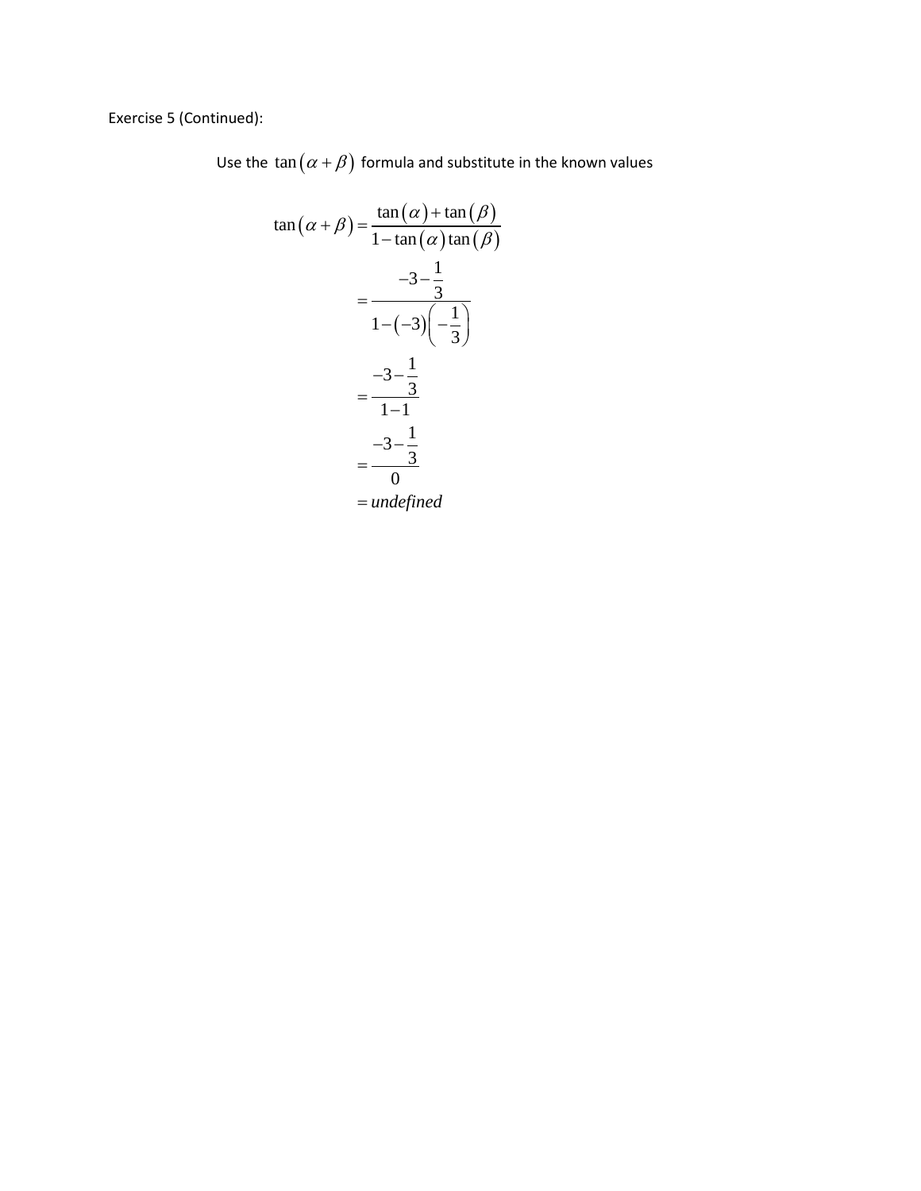Exercise 5 (Continued):

Use the $\tan(\alpha+\beta)$ formula and substitute in the known values

$$
\begin{aligned}
\tan(\alpha+\beta) &= \frac{\tan(\alpha)+\tan(\beta)}{1-\tan(\alpha)\tan(\beta)} \\
&= \frac{-3-\frac{1}{3}}{1-(-3)\left(-\frac{1}{3}\right)} \\
&= \frac{-3-\frac{1}{3}}{1-1} \\
&= \frac{-3-\frac{1}{3}}{0} \\
&= \mathit{undefined}
\end{aligned}
$$